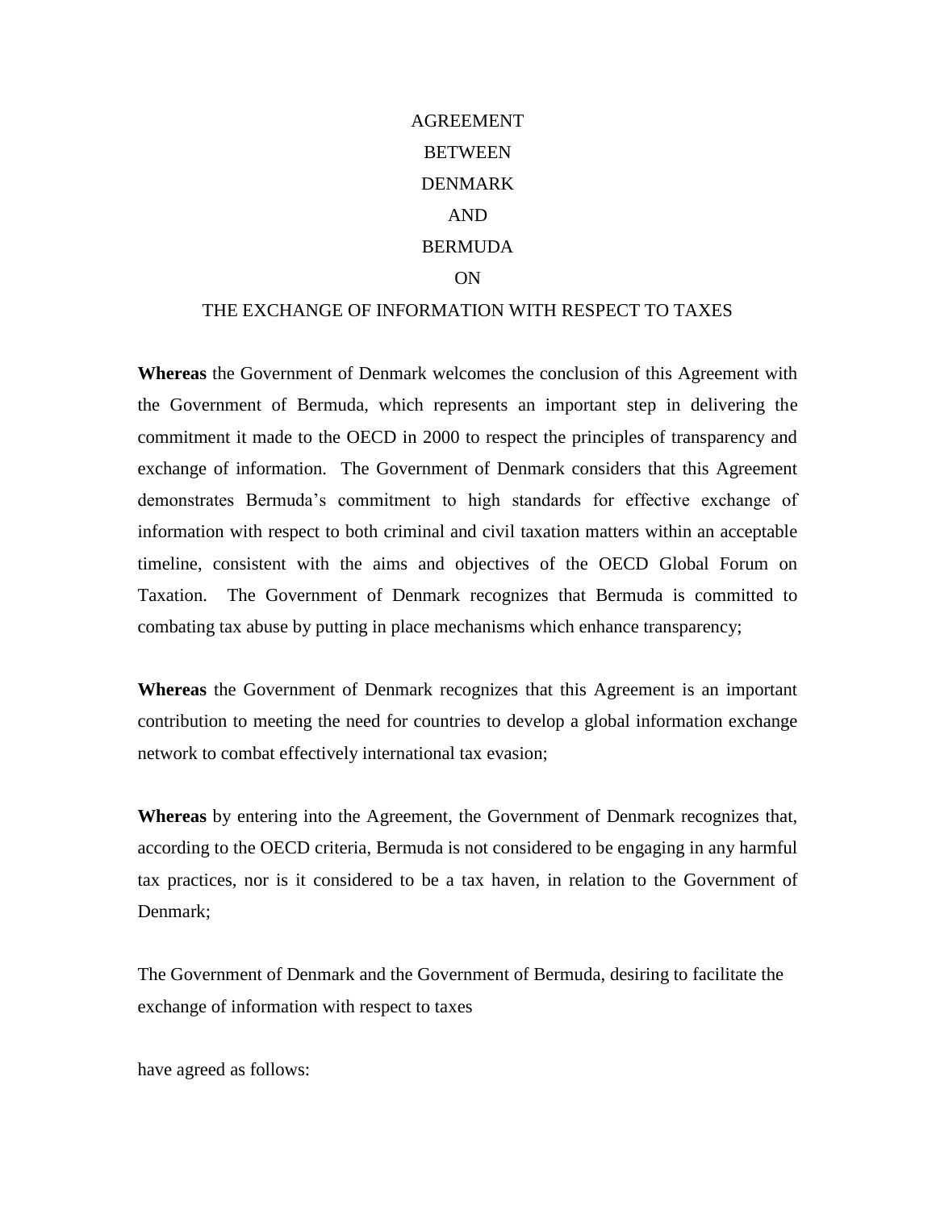# AGREEMENT BETWEEN DENMARK AND BERMUDA ON THE EXCHANGE OF INFORMATION WITH RESPECT TO TAXES

**Whereas** the Government of Denmark welcomes the conclusion of this Agreement with the Government of Bermuda, which represents an important step in delivering the commitment it made to the OECD in 2000 to respect the principles of transparency and exchange of information. The Government of Denmark considers that this Agreement demonstrates Bermuda's commitment to high standards for effective exchange of information with respect to both criminal and civil taxation matters within an acceptable timeline, consistent with the aims and objectives of the OECD Global Forum on Taxation. The Government of Denmark recognizes that Bermuda is committed to combating tax abuse by putting in place mechanisms which enhance transparency;

**Whereas** the Government of Denmark recognizes that this Agreement is an important contribution to meeting the need for countries to develop a global information exchange network to combat effectively international tax evasion;

**Whereas** by entering into the Agreement, the Government of Denmark recognizes that, according to the OECD criteria, Bermuda is not considered to be engaging in any harmful tax practices, nor is it considered to be a tax haven, in relation to the Government of Denmark;

The Government of Denmark and the Government of Bermuda, desiring to facilitate the exchange of information with respect to taxes

have agreed as follows: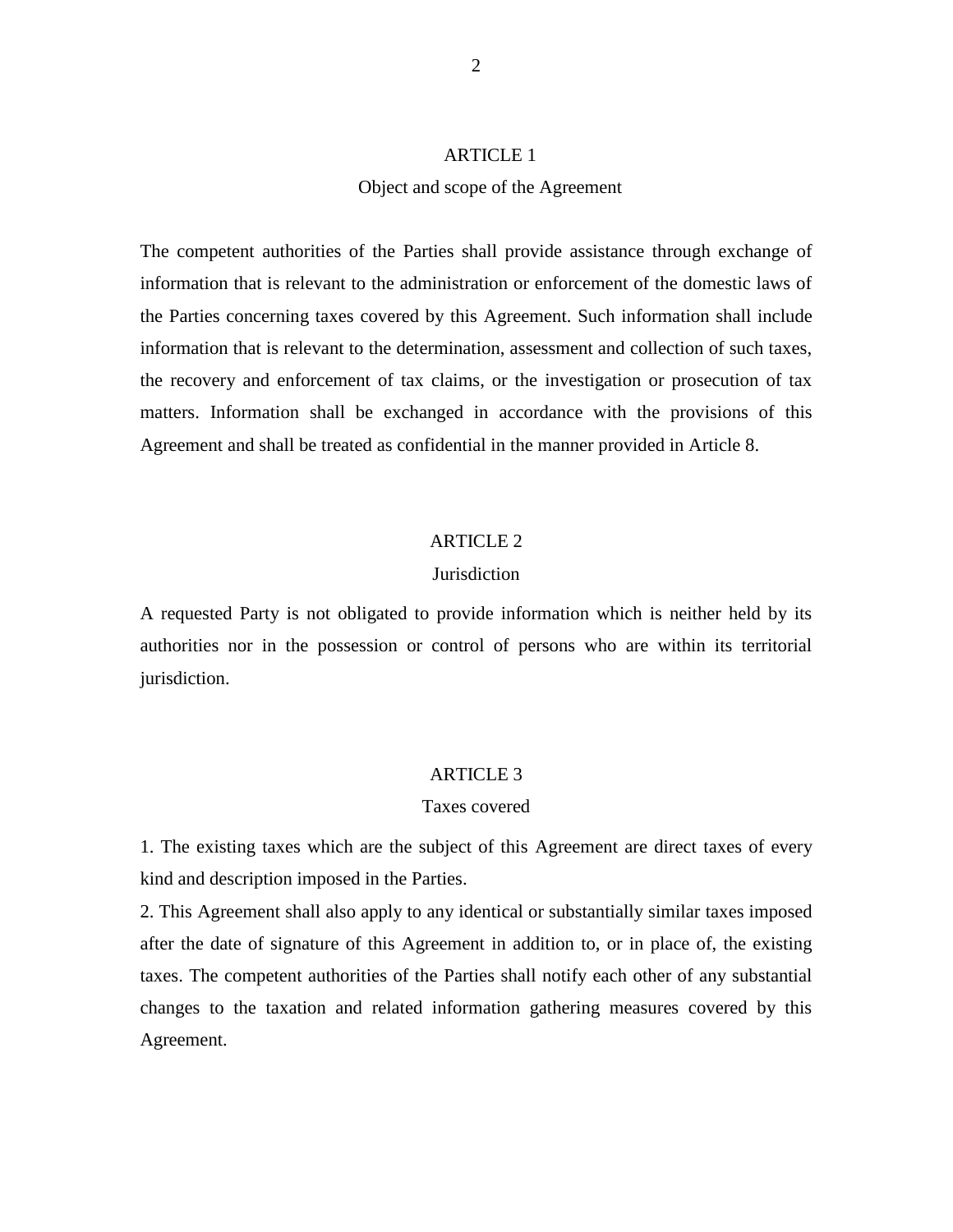## ARTICLE 1

### Object and scope of the Agreement

The competent authorities of the Parties shall provide assistance through exchange of information that is relevant to the administration or enforcement of the domestic laws of the Parties concerning taxes covered by this Agreement. Such information shall include information that is relevant to the determination, assessment and collection of such taxes, the recovery and enforcement of tax claims, or the investigation or prosecution of tax matters. Information shall be exchanged in accordance with the provisions of this Agreement and shall be treated as confidential in the manner provided in Article 8.

## ARTICLE 2

### Jurisdiction

A requested Party is not obligated to provide information which is neither held by its authorities nor in the possession or control of persons who are within its territorial jurisdiction.

## ARTICLE 3

### Taxes covered

1. The existing taxes which are the subject of this Agreement are direct taxes of every kind and description imposed in the Parties.

2. This Agreement shall also apply to any identical or substantially similar taxes imposed after the date of signature of this Agreement in addition to, or in place of, the existing taxes. The competent authorities of the Parties shall notify each other of any substantial changes to the taxation and related information gathering measures covered by this Agreement.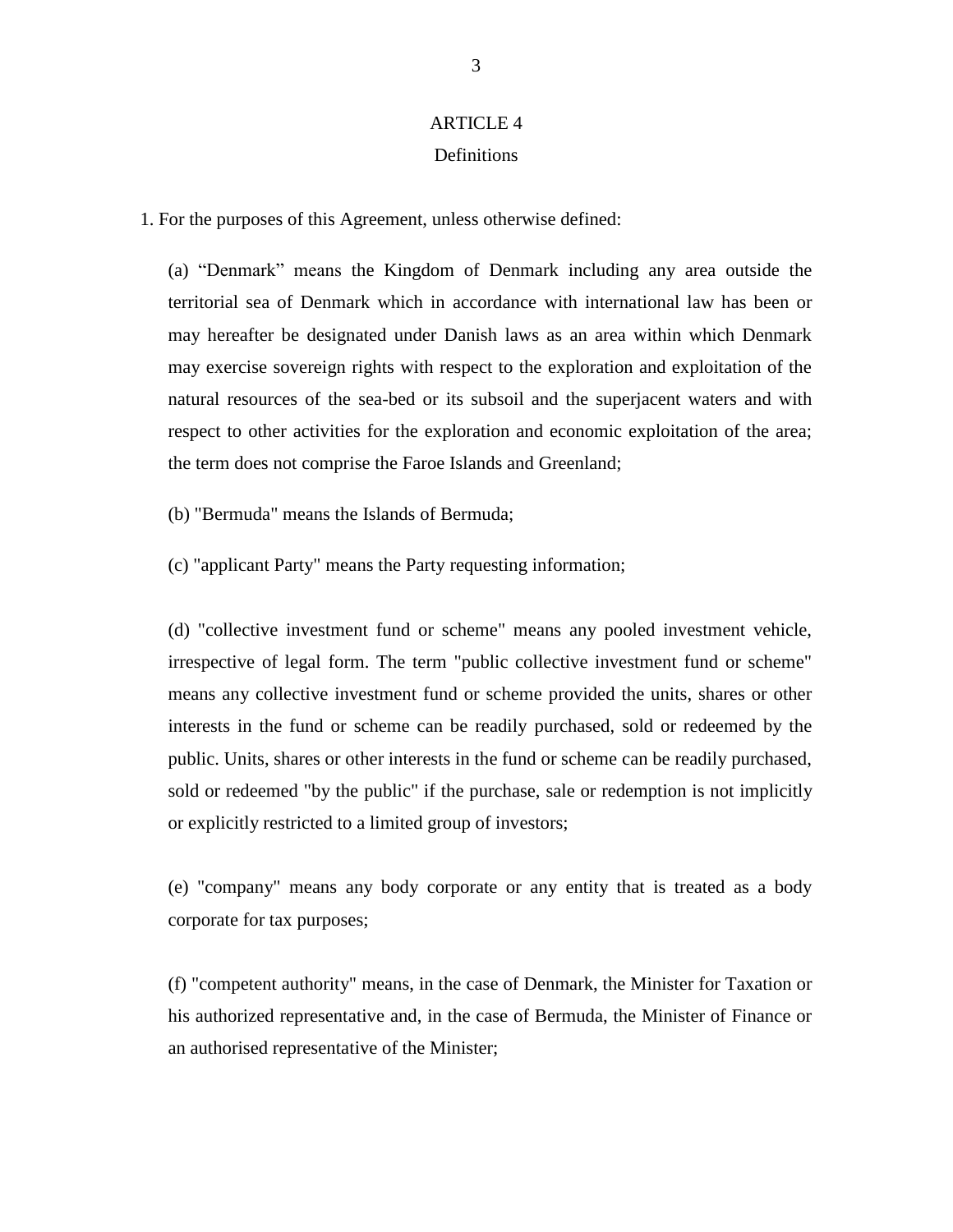## ARTICLE 4
### Definitions

1. For the purposes of this Agreement, unless otherwise defined:

(a) “Denmark” means the Kingdom of Denmark including any area outside the territorial sea of Denmark which in accordance with international law has been or may hereafter be designated under Danish laws as an area within which Denmark may exercise sovereign rights with respect to the exploration and exploitation of the natural resources of the sea-bed or its subsoil and the superjacent waters and with respect to other activities for the exploration and economic exploitation of the area; the term does not comprise the Faroe Islands and Greenland;

(b) "Bermuda" means the Islands of Bermuda;

(c) "applicant Party" means the Party requesting information;

(d) "collective investment fund or scheme" means any pooled investment vehicle, irrespective of legal form. The term "public collective investment fund or scheme" means any collective investment fund or scheme provided the units, shares or other interests in the fund or scheme can be readily purchased, sold or redeemed by the public. Units, shares or other interests in the fund or scheme can be readily purchased, sold or redeemed "by the public" if the purchase, sale or redemption is not implicitly or explicitly restricted to a limited group of investors;

(e) "company" means any body corporate or any entity that is treated as a body corporate for tax purposes;

(f) "competent authority" means, in the case of Denmark, the Minister for Taxation or his authorized representative and, in the case of Bermuda, the Minister of Finance or an authorised representative of the Minister;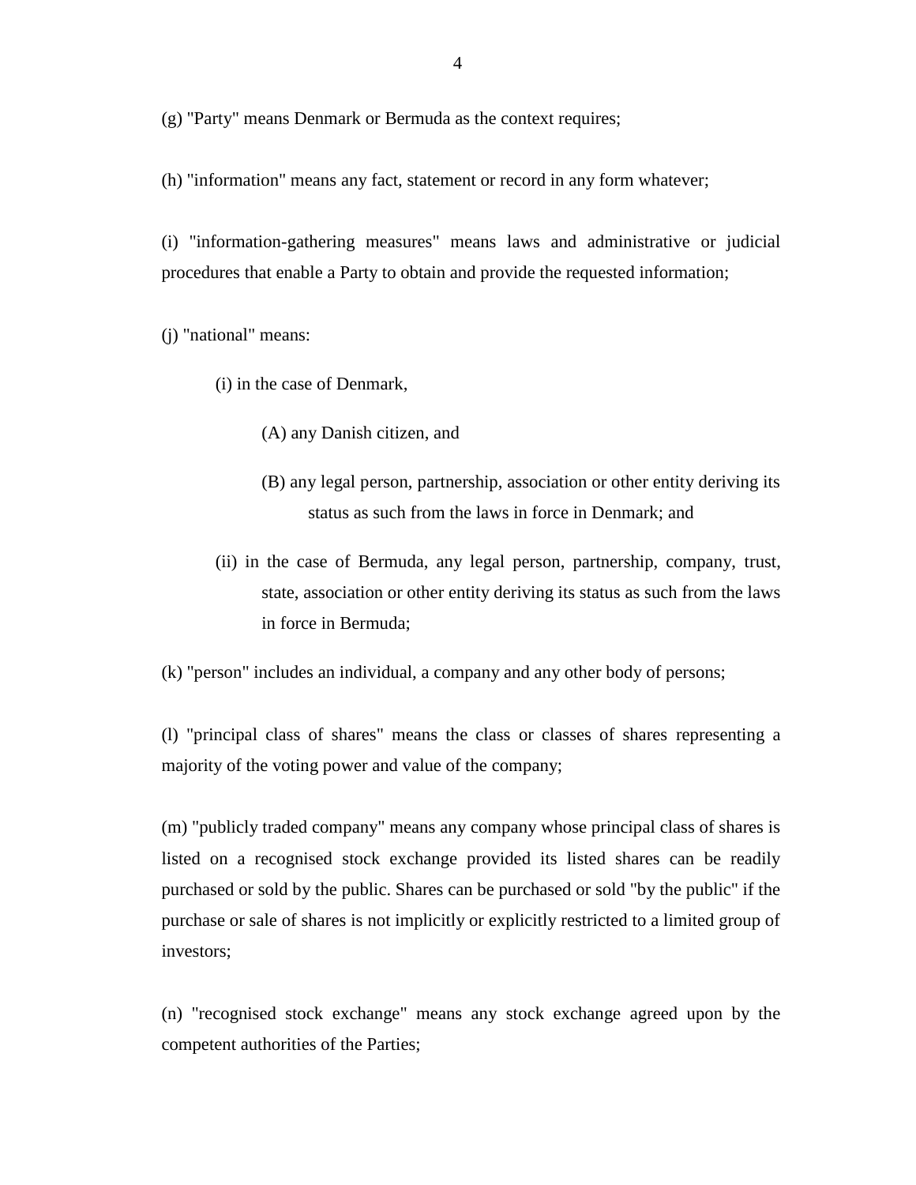(g) "Party" means Denmark or Bermuda as the context requires;

(h) "information" means any fact, statement or record in any form whatever;

(i) "information-gathering measures" means laws and administrative or judicial procedures that enable a Party to obtain and provide the requested information;

(j) "national" means:

> (i) in the case of Denmark,
>
> > (A) any Danish citizen, and
> >
> > (B) any legal person, partnership, association or other entity deriving its status as such from the laws in force in Denmark; and
>
> (ii) in the case of Bermuda, any legal person, partnership, company, trust, state, association or other entity deriving its status as such from the laws in force in Bermuda;

(k) "person" includes an individual, a company and any other body of persons;

(l) "principal class of shares" means the class or classes of shares representing a majority of the voting power and value of the company;

(m) "publicly traded company" means any company whose principal class of shares is listed on a recognised stock exchange provided its listed shares can be readily purchased or sold by the public. Shares can be purchased or sold "by the public" if the purchase or sale of shares is not implicitly or explicitly restricted to a limited group of investors;

(n) "recognised stock exchange" means any stock exchange agreed upon by the competent authorities of the Parties;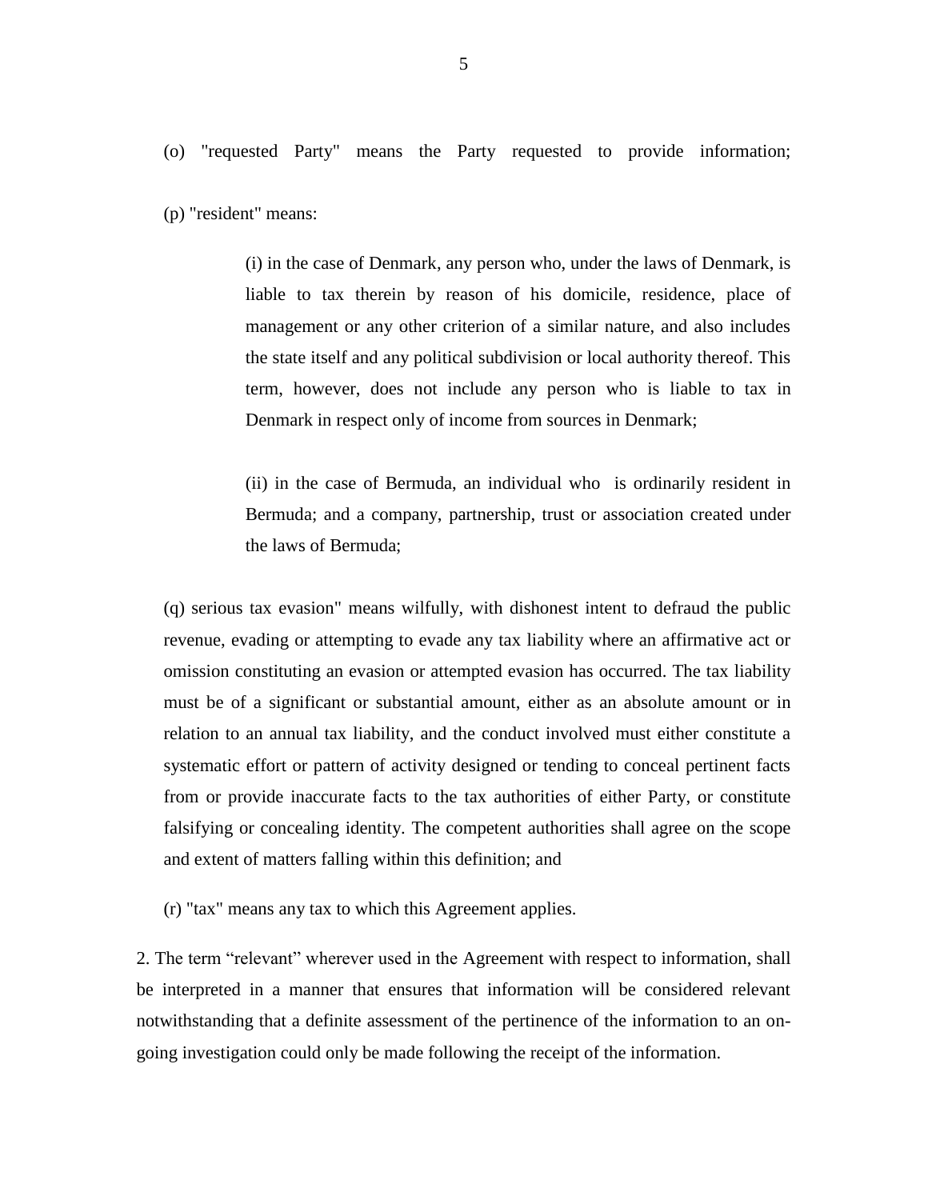(o) "requested Party" means the Party requested to provide information;

(p) "resident" means:

> (i) in the case of Denmark, any person who, under the laws of Denmark, is liable to tax therein by reason of his domicile, residence, place of management or any other criterion of a similar nature, and also includes the state itself and any political subdivision or local authority thereof. This term, however, does not include any person who is liable to tax in Denmark in respect only of income from sources in Denmark;
>
> (ii) in the case of Bermuda, an individual who is ordinarily resident in Bermuda; and a company, partnership, trust or association created under the laws of Bermuda;

(q) serious tax evasion" means wilfully, with dishonest intent to defraud the public revenue, evading or attempting to evade any tax liability where an affirmative act or omission constituting an evasion or attempted evasion has occurred. The tax liability must be of a significant or substantial amount, either as an absolute amount or in relation to an annual tax liability, and the conduct involved must either constitute a systematic effort or pattern of activity designed or tending to conceal pertinent facts from or provide inaccurate facts to the tax authorities of either Party, or constitute falsifying or concealing identity. The competent authorities shall agree on the scope and extent of matters falling within this definition; and

(r) "tax" means any tax to which this Agreement applies.

2. The term "relevant" wherever used in the Agreement with respect to information, shall be interpreted in a manner that ensures that information will be considered relevant notwithstanding that a definite assessment of the pertinence of the information to an on-going investigation could only be made following the receipt of the information.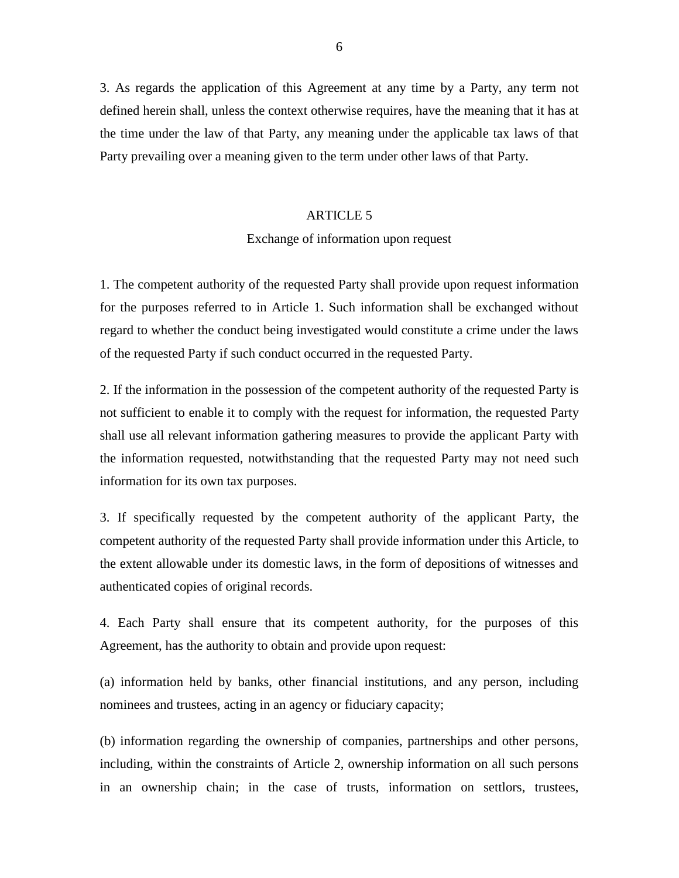3. As regards the application of this Agreement at any time by a Party, any term not defined herein shall, unless the context otherwise requires, have the meaning that it has at the time under the law of that Party, any meaning under the applicable tax laws of that Party prevailing over a meaning given to the term under other laws of that Party.

## ARTICLE 5

### Exchange of information upon request

1. The competent authority of the requested Party shall provide upon request information for the purposes referred to in Article 1. Such information shall be exchanged without regard to whether the conduct being investigated would constitute a crime under the laws of the requested Party if such conduct occurred in the requested Party.

2. If the information in the possession of the competent authority of the requested Party is not sufficient to enable it to comply with the request for information, the requested Party shall use all relevant information gathering measures to provide the applicant Party with the information requested, notwithstanding that the requested Party may not need such information for its own tax purposes.

3. If specifically requested by the competent authority of the applicant Party, the competent authority of the requested Party shall provide information under this Article, to the extent allowable under its domestic laws, in the form of depositions of witnesses and authenticated copies of original records.

4. Each Party shall ensure that its competent authority, for the purposes of this Agreement, has the authority to obtain and provide upon request:

(a) information held by banks, other financial institutions, and any person, including nominees and trustees, acting in an agency or fiduciary capacity;

(b) information regarding the ownership of companies, partnerships and other persons, including, within the constraints of Article 2, ownership information on all such persons in an ownership chain; in the case of trusts, information on settlors, trustees,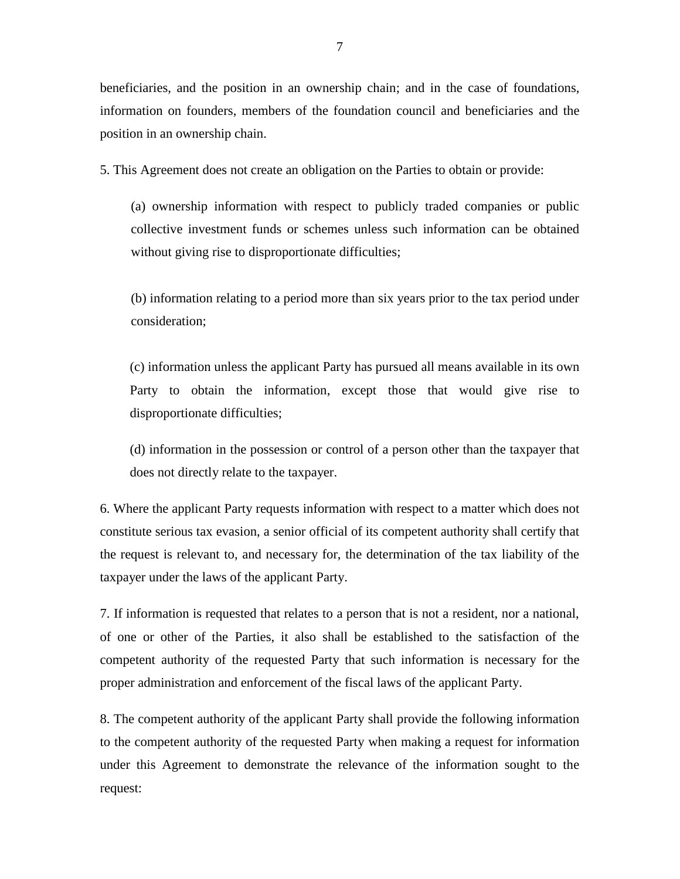beneficiaries, and the position in an ownership chain; and in the case of foundations, information on founders, members of the foundation council and beneficiaries and the position in an ownership chain.

5. This Agreement does not create an obligation on the Parties to obtain or provide:

(a) ownership information with respect to publicly traded companies or public collective investment funds or schemes unless such information can be obtained without giving rise to disproportionate difficulties;

(b) information relating to a period more than six years prior to the tax period under consideration;

(c) information unless the applicant Party has pursued all means available in its own Party to obtain the information, except those that would give rise to disproportionate difficulties;

(d) information in the possession or control of a person other than the taxpayer that does not directly relate to the taxpayer.

6. Where the applicant Party requests information with respect to a matter which does not constitute serious tax evasion, a senior official of its competent authority shall certify that the request is relevant to, and necessary for, the determination of the tax liability of the taxpayer under the laws of the applicant Party.

7. If information is requested that relates to a person that is not a resident, nor a national, of one or other of the Parties, it also shall be established to the satisfaction of the competent authority of the requested Party that such information is necessary for the proper administration and enforcement of the fiscal laws of the applicant Party.

8. The competent authority of the applicant Party shall provide the following information to the competent authority of the requested Party when making a request for information under this Agreement to demonstrate the relevance of the information sought to the request: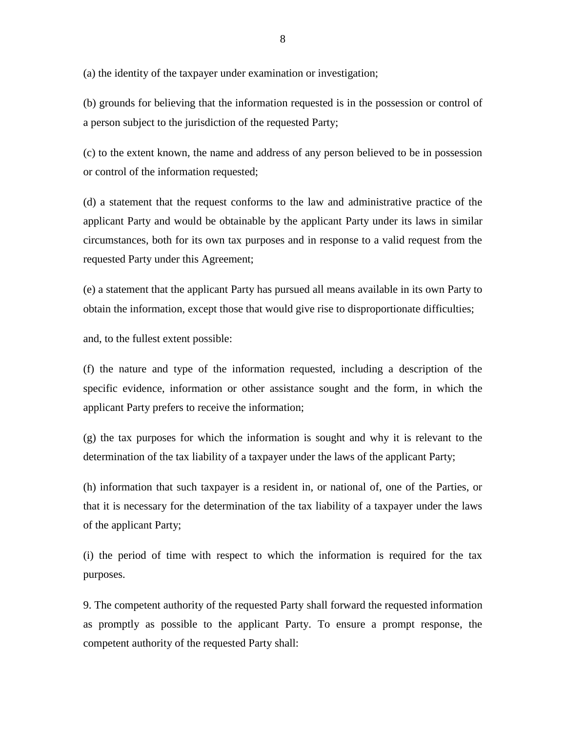(a) the identity of the taxpayer under examination or investigation;

(b) grounds for believing that the information requested is in the possession or control of a person subject to the jurisdiction of the requested Party;

(c) to the extent known, the name and address of any person believed to be in possession or control of the information requested;

(d) a statement that the request conforms to the law and administrative practice of the applicant Party and would be obtainable by the applicant Party under its laws in similar circumstances, both for its own tax purposes and in response to a valid request from the requested Party under this Agreement;

(e) a statement that the applicant Party has pursued all means available in its own Party to obtain the information, except those that would give rise to disproportionate difficulties;

and, to the fullest extent possible:

(f) the nature and type of the information requested, including a description of the specific evidence, information or other assistance sought and the form, in which the applicant Party prefers to receive the information;

(g) the tax purposes for which the information is sought and why it is relevant to the determination of the tax liability of a taxpayer under the laws of the applicant Party;

(h) information that such taxpayer is a resident in, or national of, one of the Parties, or that it is necessary for the determination of the tax liability of a taxpayer under the laws of the applicant Party;

(i) the period of time with respect to which the information is required for the tax purposes.

9. The competent authority of the requested Party shall forward the requested information as promptly as possible to the applicant Party. To ensure a prompt response, the competent authority of the requested Party shall: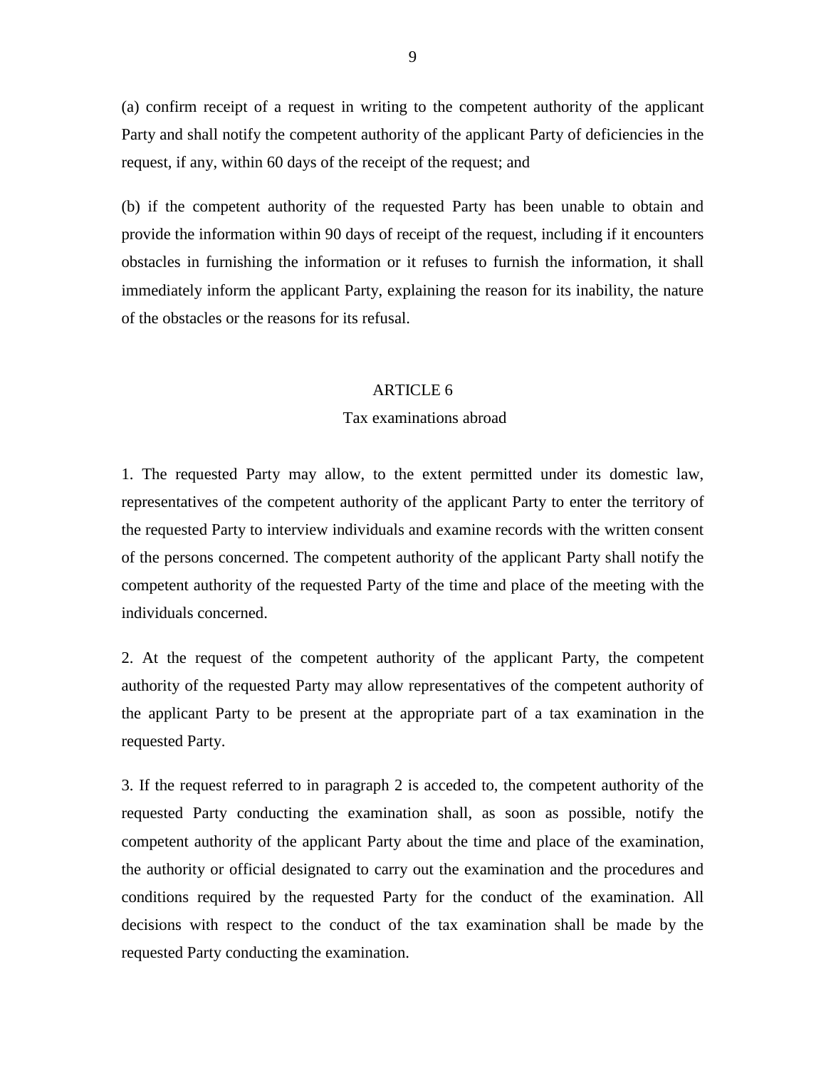(a) confirm receipt of a request in writing to the competent authority of the applicant Party and shall notify the competent authority of the applicant Party of deficiencies in the request, if any, within 60 days of the receipt of the request; and

(b) if the competent authority of the requested Party has been unable to obtain and provide the information within 90 days of receipt of the request, including if it encounters obstacles in furnishing the information or it refuses to furnish the information, it shall immediately inform the applicant Party, explaining the reason for its inability, the nature of the obstacles or the reasons for its refusal.

## ARTICLE 6

### Tax examinations abroad

1. The requested Party may allow, to the extent permitted under its domestic law, representatives of the competent authority of the applicant Party to enter the territory of the requested Party to interview individuals and examine records with the written consent of the persons concerned. The competent authority of the applicant Party shall notify the competent authority of the requested Party of the time and place of the meeting with the individuals concerned.

2. At the request of the competent authority of the applicant Party, the competent authority of the requested Party may allow representatives of the competent authority of the applicant Party to be present at the appropriate part of a tax examination in the requested Party.

3. If the request referred to in paragraph 2 is acceded to, the competent authority of the requested Party conducting the examination shall, as soon as possible, notify the competent authority of the applicant Party about the time and place of the examination, the authority or official designated to carry out the examination and the procedures and conditions required by the requested Party for the conduct of the examination. All decisions with respect to the conduct of the tax examination shall be made by the requested Party conducting the examination.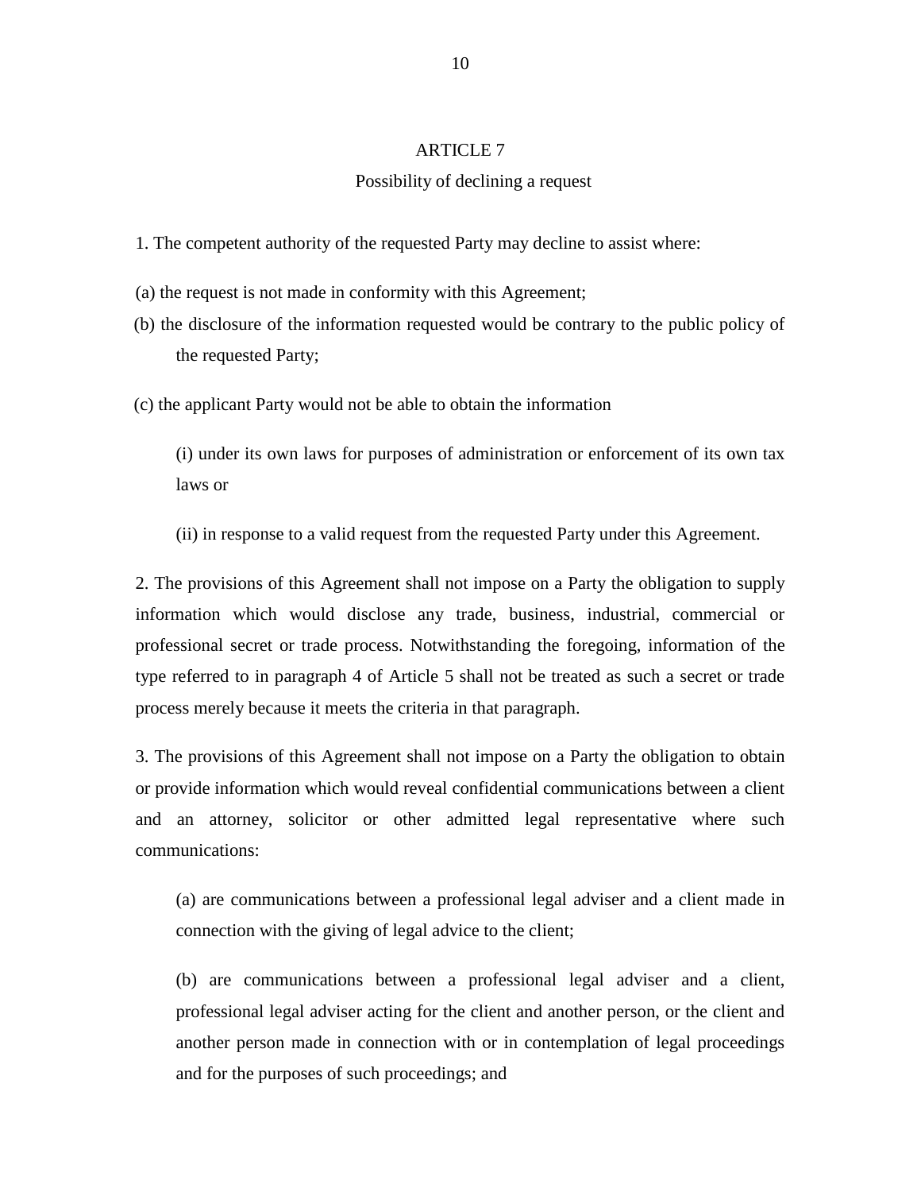## ARTICLE 7

### Possibility of declining a request

1. The competent authority of the requested Party may decline to assist where:

(a) the request is not made in conformity with this Agreement;

(b) the disclosure of the information requested would be contrary to the public policy of the requested Party;

(c) the applicant Party would not be able to obtain the information

(i) under its own laws for purposes of administration or enforcement of its own tax laws or

(ii) in response to a valid request from the requested Party under this Agreement.

2. The provisions of this Agreement shall not impose on a Party the obligation to supply information which would disclose any trade, business, industrial, commercial or professional secret or trade process. Notwithstanding the foregoing, information of the type referred to in paragraph 4 of Article 5 shall not be treated as such a secret or trade process merely because it meets the criteria in that paragraph.

3. The provisions of this Agreement shall not impose on a Party the obligation to obtain or provide information which would reveal confidential communications between a client and an attorney, solicitor or other admitted legal representative where such communications:

(a) are communications between a professional legal adviser and a client made in connection with the giving of legal advice to the client;

(b) are communications between a professional legal adviser and a client, professional legal adviser acting for the client and another person, or the client and another person made in connection with or in contemplation of legal proceedings and for the purposes of such proceedings; and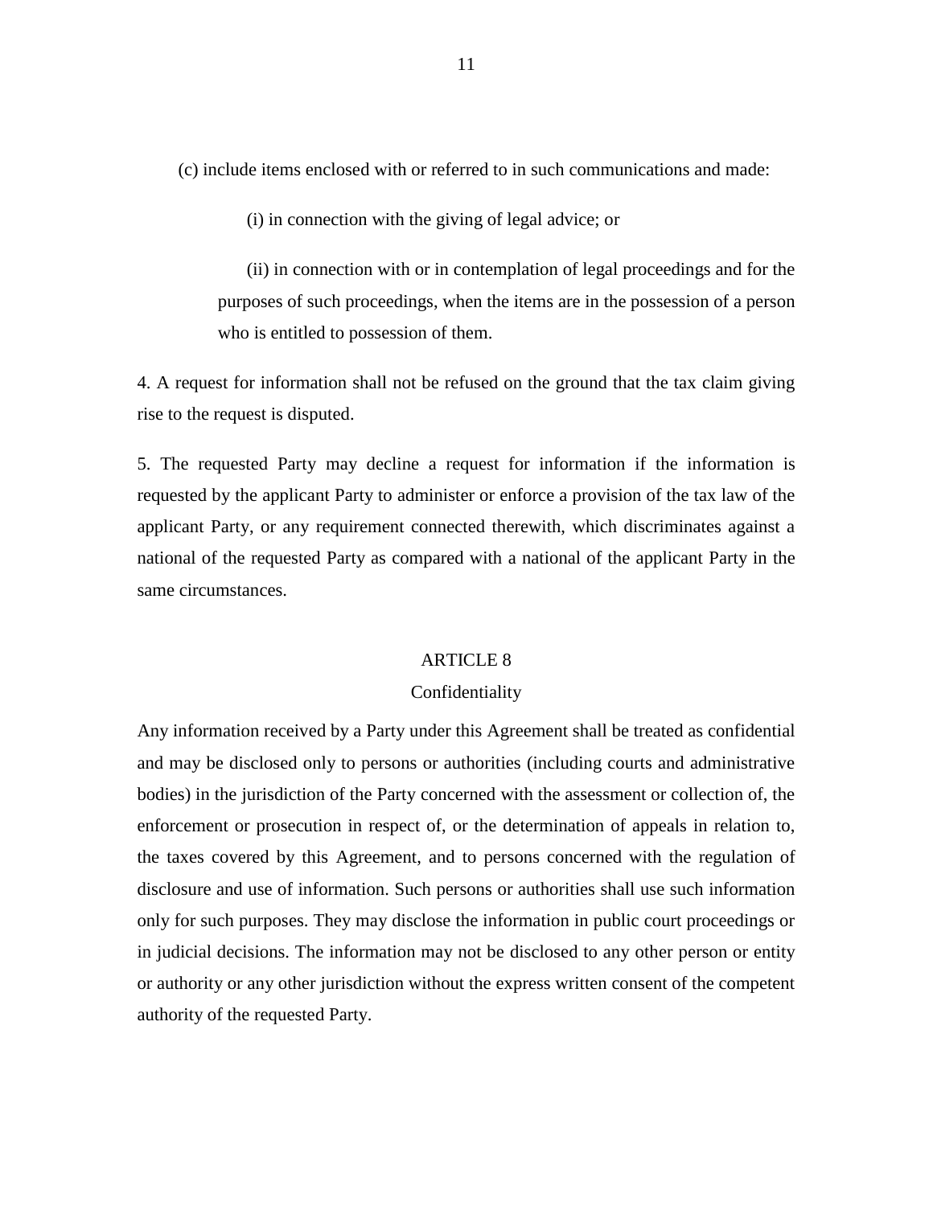(c) include items enclosed with or referred to in such communications and made:

(i) in connection with the giving of legal advice; or

(ii) in connection with or in contemplation of legal proceedings and for the purposes of such proceedings, when the items are in the possession of a person who is entitled to possession of them.

4. A request for information shall not be refused on the ground that the tax claim giving rise to the request is disputed.

5. The requested Party may decline a request for information if the information is requested by the applicant Party to administer or enforce a provision of the tax law of the applicant Party, or any requirement connected therewith, which discriminates against a national of the requested Party as compared with a national of the applicant Party in the same circumstances.

## ARTICLE 8

### Confidentiality

Any information received by a Party under this Agreement shall be treated as confidential and may be disclosed only to persons or authorities (including courts and administrative bodies) in the jurisdiction of the Party concerned with the assessment or collection of, the enforcement or prosecution in respect of, or the determination of appeals in relation to, the taxes covered by this Agreement, and to persons concerned with the regulation of disclosure and use of information. Such persons or authorities shall use such information only for such purposes. They may disclose the information in public court proceedings or in judicial decisions. The information may not be disclosed to any other person or entity or authority or any other jurisdiction without the express written consent of the competent authority of the requested Party.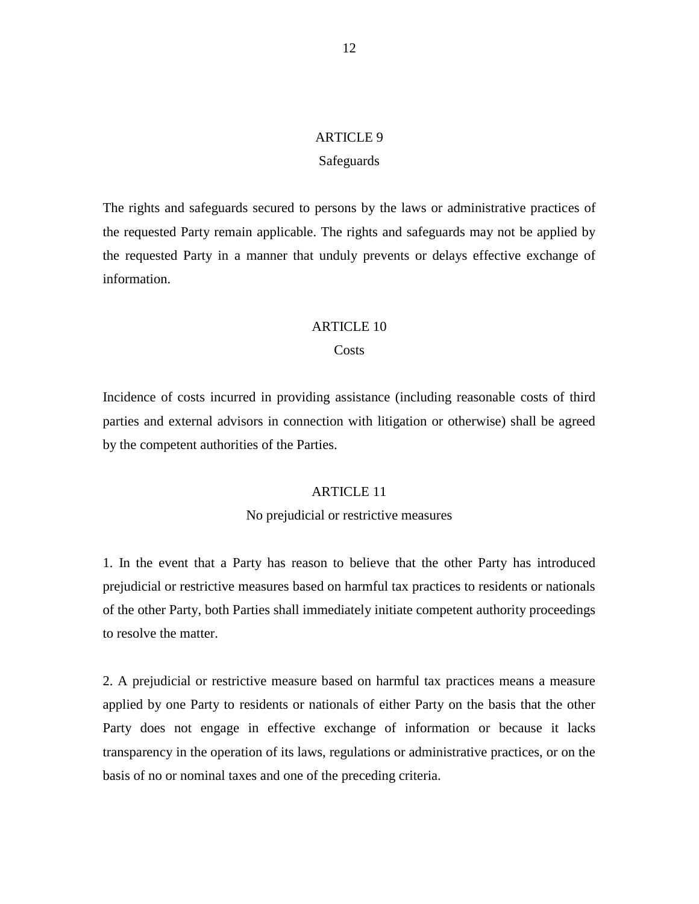## ARTICLE 9

### Safeguards

The rights and safeguards secured to persons by the laws or administrative practices of the requested Party remain applicable. The rights and safeguards may not be applied by the requested Party in a manner that unduly prevents or delays effective exchange of information.

## ARTICLE 10

### Costs

Incidence of costs incurred in providing assistance (including reasonable costs of third parties and external advisors in connection with litigation or otherwise) shall be agreed by the competent authorities of the Parties.

## ARTICLE 11

### No prejudicial or restrictive measures

1. In the event that a Party has reason to believe that the other Party has introduced prejudicial or restrictive measures based on harmful tax practices to residents or nationals of the other Party, both Parties shall immediately initiate competent authority proceedings to resolve the matter.

2. A prejudicial or restrictive measure based on harmful tax practices means a measure applied by one Party to residents or nationals of either Party on the basis that the other Party does not engage in effective exchange of information or because it lacks transparency in the operation of its laws, regulations or administrative practices, or on the basis of no or nominal taxes and one of the preceding criteria.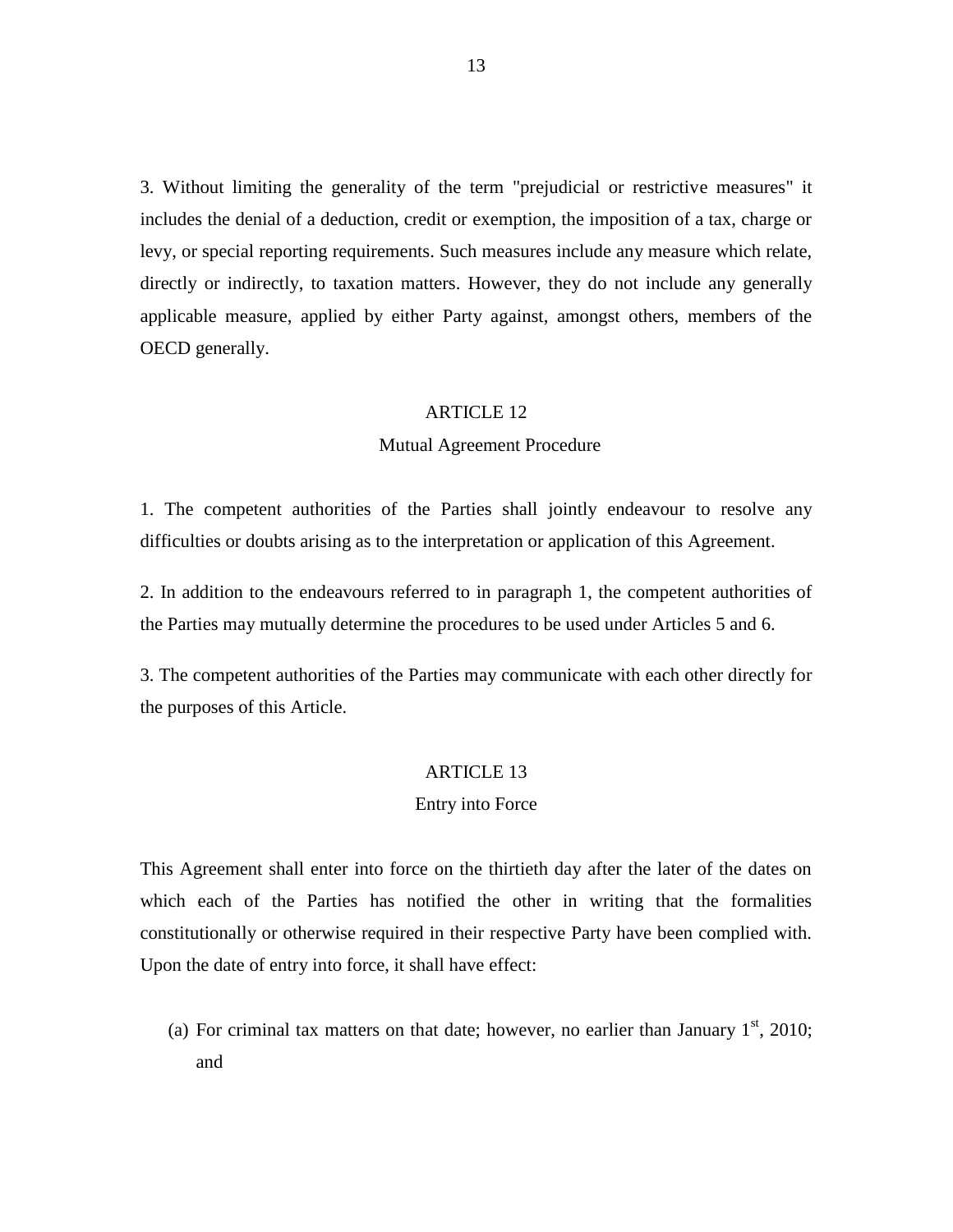3. Without limiting the generality of the term "prejudicial or restrictive measures" it includes the denial of a deduction, credit or exemption, the imposition of a tax, charge or levy, or special reporting requirements. Such measures include any measure which relate, directly or indirectly, to taxation matters. However, they do not include any generally applicable measure, applied by either Party against, amongst others, members of the OECD generally.

## ARTICLE 12

### Mutual Agreement Procedure

1. The competent authorities of the Parties shall jointly endeavour to resolve any difficulties or doubts arising as to the interpretation or application of this Agreement.

2. In addition to the endeavours referred to in paragraph 1, the competent authorities of the Parties may mutually determine the procedures to be used under Articles 5 and 6.

3. The competent authorities of the Parties may communicate with each other directly for the purposes of this Article.

## ARTICLE 13

### Entry into Force

This Agreement shall enter into force on the thirtieth day after the later of the dates on which each of the Parties has notified the other in writing that the formalities constitutionally or otherwise required in their respective Party have been complied with. Upon the date of entry into force, it shall have effect:

(a) For criminal tax matters on that date; however, no earlier than January 1st, 2010; and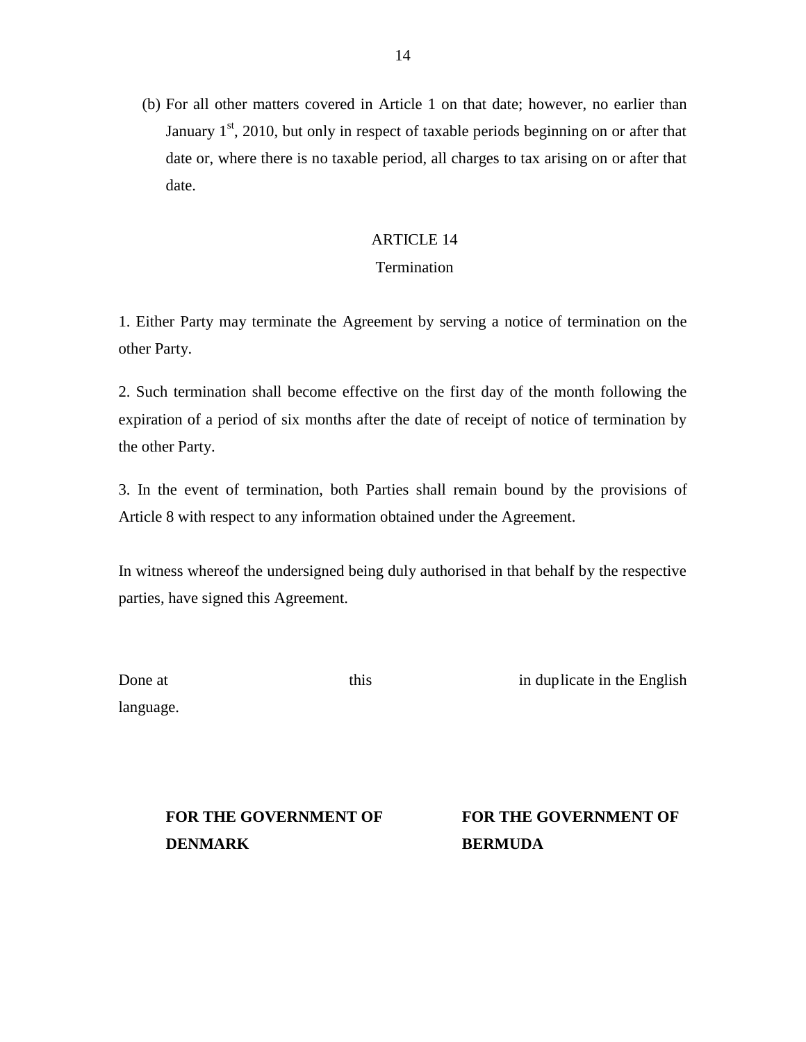(b) For all other matters covered in Article 1 on that date; however, no earlier than January 1st, 2010, but only in respect of taxable periods beginning on or after that date or, where there is no taxable period, all charges to tax arising on or after that date.

## ARTICLE 14

### Termination

1. Either Party may terminate the Agreement by serving a notice of termination on the other Party.

2. Such termination shall become effective on the first day of the month following the expiration of a period of six months after the date of receipt of notice of termination by the other Party.

3. In the event of termination, both Parties shall remain bound by the provisions of Article 8 with respect to any information obtained under the Agreement.

In witness whereof the undersigned being duly authorised in that behalf by the respective parties, have signed this Agreement.

Done at                              this                              in duplicate in the English language.

| **FOR THE GOVERNMENT OF DENMARK** | **FOR THE GOVERNMENT OF BERMUDA** |
| --- | --- |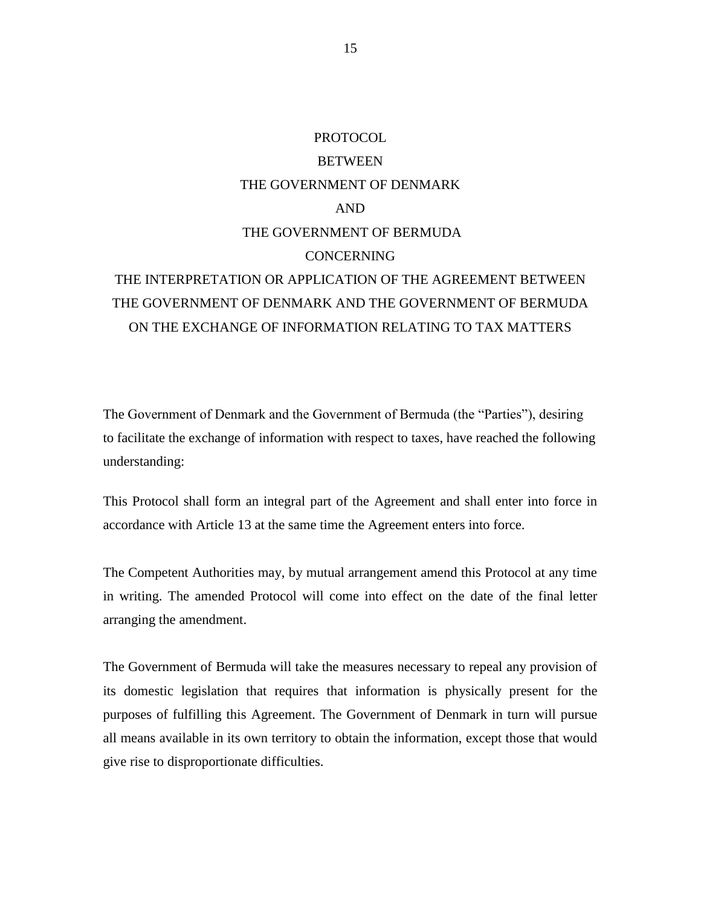# PROTOCOL
# BETWEEN
# THE GOVERNMENT OF DENMARK
# AND
# THE GOVERNMENT OF BERMUDA
# CONCERNING
# THE INTERPRETATION OR APPLICATION OF THE AGREEMENT BETWEEN THE GOVERNMENT OF DENMARK AND THE GOVERNMENT OF BERMUDA ON THE EXCHANGE OF INFORMATION RELATING TO TAX MATTERS

The Government of Denmark and the Government of Bermuda (the "Parties"), desiring to facilitate the exchange of information with respect to taxes, have reached the following understanding:

This Protocol shall form an integral part of the Agreement and shall enter into force in accordance with Article 13 at the same time the Agreement enters into force.

The Competent Authorities may, by mutual arrangement amend this Protocol at any time in writing. The amended Protocol will come into effect on the date of the final letter arranging the amendment.

The Government of Bermuda will take the measures necessary to repeal any provision of its domestic legislation that requires that information is physically present for the purposes of fulfilling this Agreement. The Government of Denmark in turn will pursue all means available in its own territory to obtain the information, except those that would give rise to disproportionate difficulties.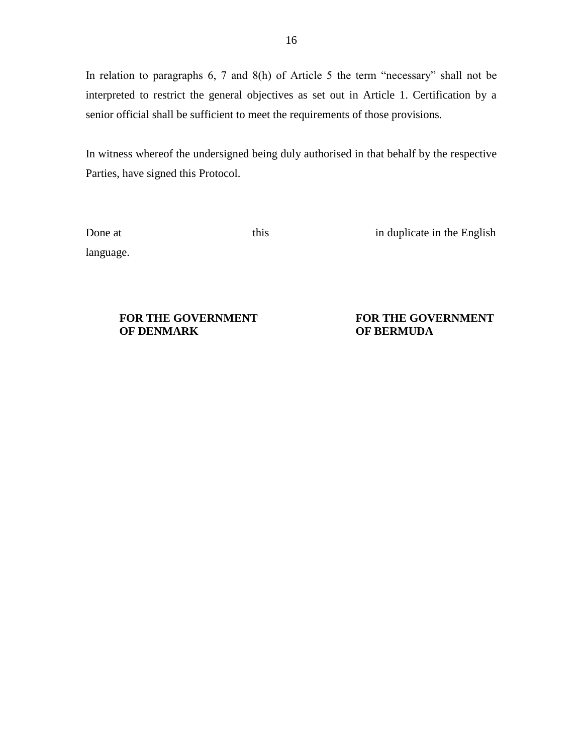In relation to paragraphs 6, 7 and 8(h) of Article 5 the term "necessary" shall not be interpreted to restrict the general objectives as set out in Article 1. Certification by a senior official shall be sufficient to meet the requirements of those provisions.

In witness whereof the undersigned being duly authorised in that behalf by the respective Parties, have signed this Protocol.

Done at this in duplicate in the English language.

| | |
|---|---|
| **FOR THE GOVERNMENT OF DENMARK** | **FOR THE GOVERNMENT OF BERMUDA** |